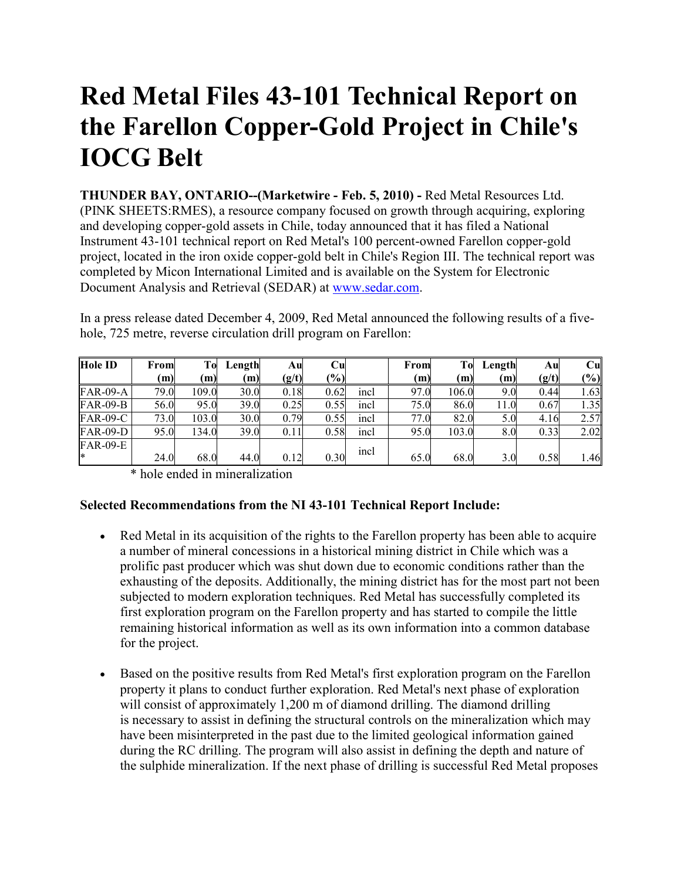# Red Metal Files 43-101 Technical Report on the Farellon Copper-Gold Project in Chile's IOCG Belt

**THUNDER BAY, ONTARIO--(Marketwire - Feb. 5, 2010) -** Red Metal Resources Ltd. (PINK SHEETS:RMES), a resource company focused on growth through acquiring, exploring and developing copper-gold assets in Chile, today announced that it has filed a National Instrument 43-101 technical report on Red Metal's 100 percent-owned Farellon copper-gold project, located in the iron oxide copper-gold belt in Chile's Region III. The technical report was completed by Micon International Limited and is available on the System for Electronic Document Analysis and Retrieval (SEDAR) at www.sedar.com.

In a press release dated December 4, 2009, Red Metal announced the following results of a five-hole, 725 metre, reverse circulation drill program on Farellon:

| Hole ID | From (m) | To (m) | Length (m) | Au (g/t) | Cu (%) | | From (m) | To (m) | Length (m) | Au (g/t) | Cu (%) |
|---|---|---|---|---|---|---|---|---|---|---|---|
| FAR-09-A | 79.0 | 109.0 | 30.0 | 0.18 | 0.62 | incl | 97.0 | 106.0 | 9.0 | 0.44 | 1.63 |
| FAR-09-B | 56.0 | 95.0 | 39.0 | 0.25 | 0.55 | incl | 75.0 | 86.0 | 11.0 | 0.67 | 1.35 |
| FAR-09-C | 73.0 | 103.0 | 30.0 | 0.79 | 0.55 | incl | 77.0 | 82.0 | 5.0 | 4.16 | 2.57 |
| FAR-09-D | 95.0 | 134.0 | 39.0 | 0.11 | 0.58 | incl | 95.0 | 103.0 | 8.0 | 0.33 | 2.02 |
| FAR-09-E * | 24.0 | 68.0 | 44.0 | 0.12 | 0.30 | incl | 65.0 | 68.0 | 3.0 | 0.58 | 1.46 |

\* hole ended in mineralization

**Selected Recommendations from the NI 43-101 Technical Report Include:**

- Red Metal in its acquisition of the rights to the Farellon property has been able to acquire a number of mineral concessions in a historical mining district in Chile which was a prolific past producer which was shut down due to economic conditions rather than the exhausting of the deposits. Additionally, the mining district has for the most part not been subjected to modern exploration techniques. Red Metal has successfully completed its first exploration program on the Farellon property and has started to compile the little remaining historical information as well as its own information into a common database for the project.

- Based on the positive results from Red Metal's first exploration program on the Farellon property it plans to conduct further exploration. Red Metal's next phase of exploration will consist of approximately 1,200 m of diamond drilling. The diamond drilling is necessary to assist in defining the structural controls on the mineralization which may have been misinterpreted in the past due to the limited geological information gained during the RC drilling. The program will also assist in defining the depth and nature of the sulphide mineralization. If the next phase of drilling is successful Red Metal proposes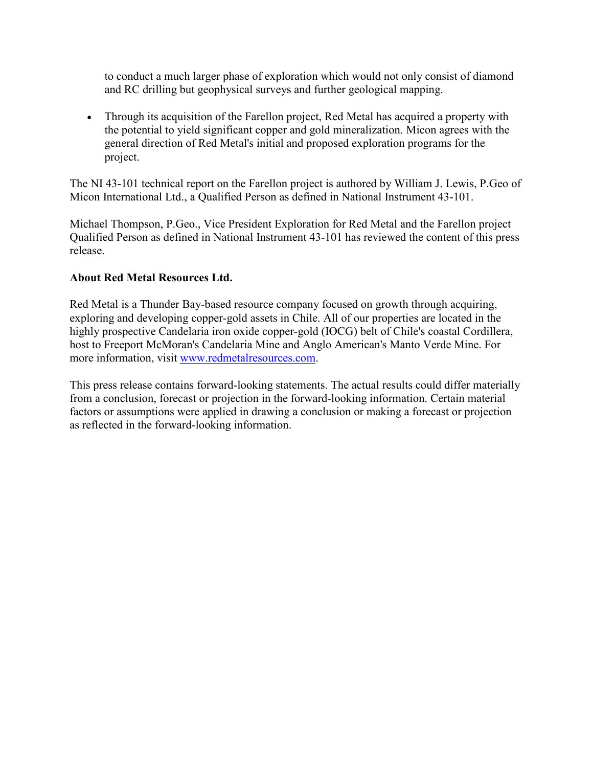to conduct a much larger phase of exploration which would not only consist of diamond and RC drilling but geophysical surveys and further geological mapping.

- Through its acquisition of the Farellon project, Red Metal has acquired a property with the potential to yield significant copper and gold mineralization. Micon agrees with the general direction of Red Metal's initial and proposed exploration programs for the project.

The NI 43-101 technical report on the Farellon project is authored by William J. Lewis, P.Geo of Micon International Ltd., a Qualified Person as defined in National Instrument 43-101.

Michael Thompson, P.Geo., Vice President Exploration for Red Metal and the Farellon project Qualified Person as defined in National Instrument 43-101 has reviewed the content of this press release.

**About Red Metal Resources Ltd.**

Red Metal is a Thunder Bay-based resource company focused on growth through acquiring, exploring and developing copper-gold assets in Chile. All of our properties are located in the highly prospective Candelaria iron oxide copper-gold (IOCG) belt of Chile's coastal Cordillera, host to Freeport McMoran's Candelaria Mine and Anglo American's Manto Verde Mine. For more information, visit [www.redmetalresources.com](http://www.redmetalresources.com).

This press release contains forward-looking statements. The actual results could differ materially from a conclusion, forecast or projection in the forward-looking information. Certain material factors or assumptions were applied in drawing a conclusion or making a forecast or projection as reflected in the forward-looking information.